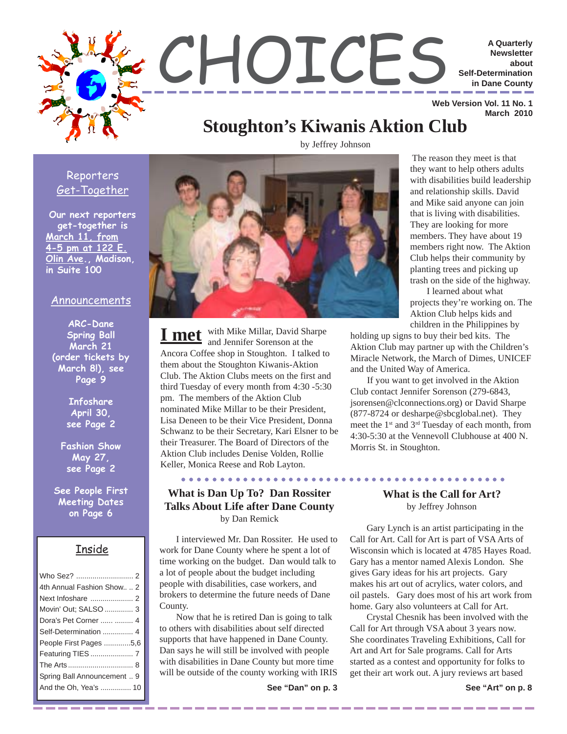# CHOICES

**A Quarterly Newsletter about Self-Determination in Dane County**

**Web Version Vol. 11 No. 1**
**March 2010**

## Reporters Get-Together

**Our next reporters get-together is March 11, from 4-5 pm at 122 E. Olin Ave., Madison, in Suite 100**

## Announcements

**ARC-Dane Spring Ball March 21 (order tickets by March 8!), see Page 9**

**Infoshare April 30, see Page 2**

**Fashion Show May 27, see Page 2**

**See People First Meeting Dates on Page 6**

## Inside

| | |
|---|---|
| Who Sez? | 2 |
| 4th Annual Fashion Show | 2 |
| Next Infoshare | 2 |
| Movin' Out; SALSO | 3 |
| Dora's Pet Corner | 4 |
| Self-Determination | 4 |
| People First Pages | 5,6 |
| Featuring TIES | 7 |
| The Arts | 8 |
| Spring Ball Announcement | 9 |
| And the Oh, Yea's | 10 |

# Stoughton's Kiwanis Aktion Club

by Jeffrey Johnson

**I met** with Mike Millar, David Sharpe and Jennifer Sorenson at the Ancora Coffee shop in Stoughton. I talked to them about the Stoughton Kiwanis-Aktion Club. The Aktion Clubs meets on the first and third Tuesday of every month from 4:30 -5:30 pm. The members of the Aktion Club nominated Mike Millar to be their President, Lisa Deneen to be their Vice President, Donna Schwanz to be their Secretary, Kari Elsner to be their Treasurer. The Board of Directors of the Aktion Club includes Denise Volden, Rollie Keller, Monica Reese and Rob Layton.

The reason they meet is that they want to help others adults with disabilities build leadership and relationship skills. David and Mike said anyone can join that is living with disabilities. They are looking for more members. They have about 19 members right now. The Aktion Club helps their community by planting trees and picking up trash on the side of the highway.

I learned about what projects they're working on. The Aktion Club helps kids and children in the Philippines by holding up signs to buy their bed kits. The Aktion Club may partner up with the Children's Miracle Network, the March of Dimes, UNICEF and the United Way of America.

If you want to get involved in the Aktion Club contact Jennifer Sorenson (279-6843, jsorensen@clconnections.org) or David Sharpe (877-8724 or desharpe@sbcglobal.net). They meet the 1st and 3rd Tuesday of each month, from 4:30-5:30 at the Vennevoll Clubhouse at 400 N. Morris St. in Stoughton.

## What is Dan Up To? Dan Rossiter Talks About Life after Dane County

by Dan Remick

I interviewed Mr. Dan Rossiter. He used to work for Dane County where he spent a lot of time working on the budget. Dan would talk to a lot of people about the budget including people with disabilities, case workers, and brokers to determine the future needs of Dane County.

Now that he is retired Dan is going to talk to others with disabilities about self directed supports that have happened in Dane County. Dan says he will still be involved with people with disabilities in Dane County but more time will be outside of the county working with IRIS

**See "Dan" on p. 3**

## What is the Call for Art?

by Jeffrey Johnson

Gary Lynch is an artist participating in the Call for Art. Call for Art is part of VSA Arts of Wisconsin which is located at 4785 Hayes Road. Gary has a mentor named Alexis London. She gives Gary ideas for his art projects. Gary makes his art out of acrylics, water colors, and oil pastels. Gary does most of his art work from home. Gary also volunteers at Call for Art.

Crystal Chesnik has been involved with the Call for Art through VSA about 3 years now. She coordinates Traveling Exhibitions, Call for Art and Art for Sale programs. Call for Arts started as a contest and opportunity for folks to get their art work out. A jury reviews art based

**See "Art" on p. 8**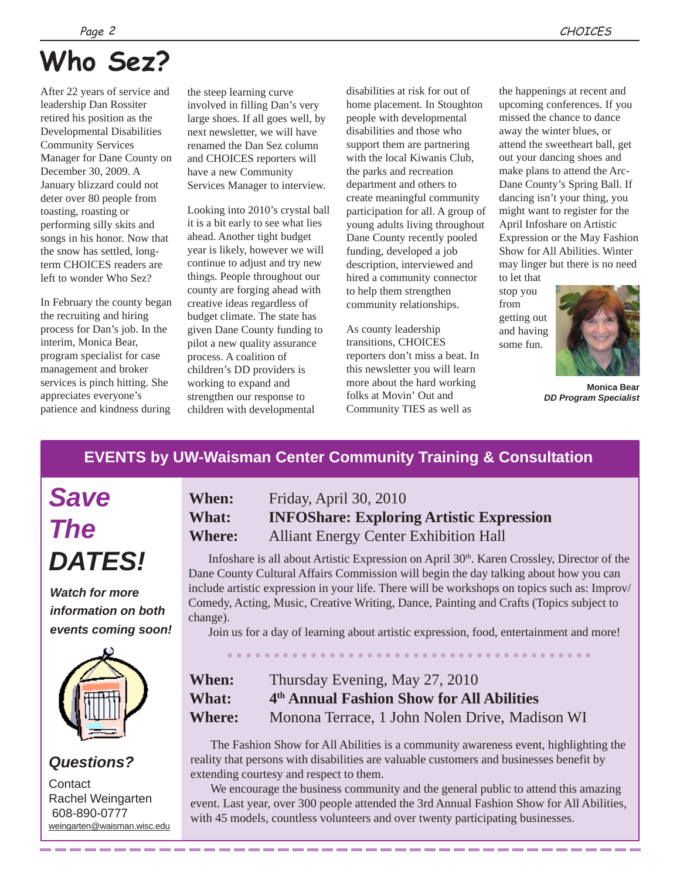# Who Sez?

After 22 years of service and leadership Dan Rossiter retired his position as the Developmental Disabilities Community Services Manager for Dane County on December 30, 2009. A January blizzard could not deter over 80 people from toasting, roasting or performing silly skits and songs in his honor. Now that the snow has settled, long-term CHOICES readers are left to wonder Who Sez?

In February the county began the recruiting and hiring process for Dan's job. In the interim, Monica Bear, program specialist for case management and broker services is pinch hitting. She appreciates everyone's patience and kindness during the steep learning curve involved in filling Dan's very large shoes. If all goes well, by next newsletter, we will have renamed the Dan Sez column and CHOICES reporters will have a new Community Services Manager to interview.

Looking into 2010's crystal ball it is a bit early to see what lies ahead. Another tight budget year is likely, however we will continue to adjust and try new things. People throughout our county are forging ahead with creative ideas regardless of budget climate. The state has given Dane County funding to pilot a new quality assurance process. A coalition of children's DD providers is working to expand and strengthen our response to children with developmental disabilities at risk for out of home placement. In Stoughton people with developmental disabilities and those who support them are partnering with the local Kiwanis Club, the parks and recreation department and others to create meaningful community participation for all. A group of young adults living throughout Dane County recently pooled funding, developed a job description, interviewed and hired a community connector to help them strengthen community relationships.

As county leadership transitions, CHOICES reporters don't miss a beat. In this newsletter you will learn more about the hard working folks at Movin' Out and Community TIES as well as the happenings at recent and upcoming conferences. If you missed the chance to dance away the winter blues, or attend the sweetheart ball, get out your dancing shoes and make plans to attend the Arc-Dane County's Spring Ball. If dancing isn't your thing, you might want to register for the April Infoshare on Artistic Expression or the May Fashion Show for All Abilities. Winter may linger but there is no need to let that stop you from getting out and having some fun.

**Monica Bear**
***DD Program Specialist***

## EVENTS by UW-Waisman Center Community Training & Consultation

***Save The DATES!***

***Watch for more information on both events coming soon!***

***Questions?***

Contact
Rachel Weingarten
608-890-0777
weingarten@waisman.wisc.edu

**When:** Friday, April 30, 2010
**What:** **INFOShare: Exploring Artistic Expression**
**Where:** Alliant Energy Center Exhibition Hall

Infoshare is all about Artistic Expression on April 30th. Karen Crossley, Director of the Dane County Cultural Affairs Commission will begin the day talking about how you can include artistic expression in your life. There will be workshops on topics such as: Improv/ Comedy, Acting, Music, Creative Writing, Dance, Painting and Crafts (Topics subject to change).

Join us for a day of learning about artistic expression, food, entertainment and more!

**When:** Thursday Evening, May 27, 2010
**What:** **4th Annual Fashion Show for All Abilities**
**Where:** Monona Terrace, 1 John Nolen Drive, Madison WI

The Fashion Show for All Abilities is a community awareness event, highlighting the reality that persons with disabilities are valuable customers and businesses benefit by extending courtesy and respect to them.

We encourage the business community and the general public to attend this amazing event. Last year, over 300 people attended the 3rd Annual Fashion Show for All Abilities, with 45 models, countless volunteers and over twenty participating businesses.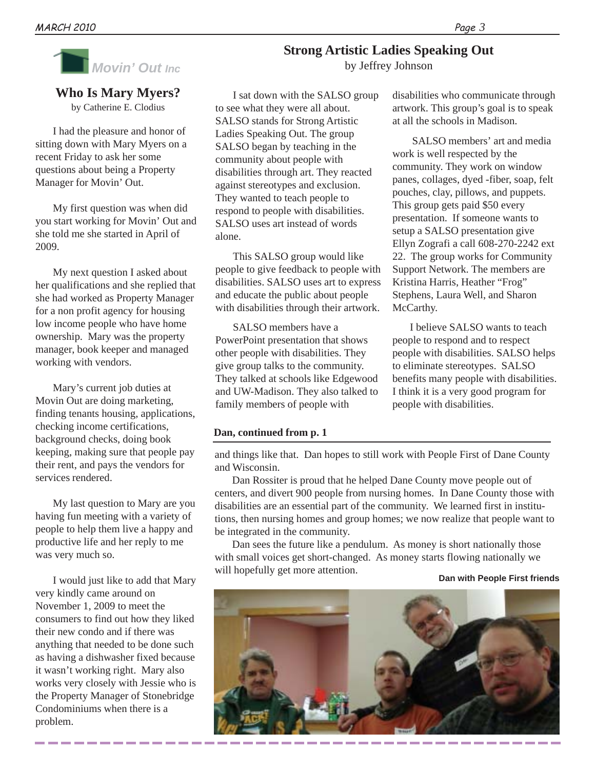Movin' Out Inc

## Who Is Mary Myers?

by Catherine E. Clodius

I had the pleasure and honor of sitting down with Mary Myers on a recent Friday to ask her some questions about being a Property Manager for Movin' Out.

My first question was when did you start working for Movin' Out and she told me she started in April of 2009.

My next question I asked about her qualifications and she replied that she had worked as Property Manager for a non profit agency for housing low income people who have home ownership. Mary was the property manager, book keeper and managed working with vendors.

Mary's current job duties at Movin Out are doing marketing, finding tenants housing, applications, checking income certifications, background checks, doing book keeping, making sure that people pay their rent, and pays the vendors for services rendered.

My last question to Mary are you having fun meeting with a variety of people to help them live a happy and productive life and her reply to me was very much so.

I would just like to add that Mary very kindly came around on November 1, 2009 to meet the consumers to find out how they liked their new condo and if there was anything that needed to be done such as having a dishwasher fixed because it wasn't working right. Mary also works very closely with Jessie who is the Property Manager of Stonebridge Condominiums when there is a problem.

## Strong Artistic Ladies Speaking Out

by Jeffrey Johnson

I sat down with the SALSO group to see what they were all about. SALSO stands for Strong Artistic Ladies Speaking Out. The group SALSO began by teaching in the community about people with disabilities through art. They reacted against stereotypes and exclusion. They wanted to teach people to respond to people with disabilities. SALSO uses art instead of words alone.

This SALSO group would like people to give feedback to people with disabilities. SALSO uses art to express and educate the public about people with disabilities through their artwork.

SALSO members have a PowerPoint presentation that shows other people with disabilities. They give group talks to the community. They talked at schools like Edgewood and UW-Madison. They also talked to family members of people with disabilities who communicate through artwork. This group's goal is to speak at all the schools in Madison.

SALSO members' art and media work is well respected by the community. They work on window panes, collages, dyed -fiber, soap, felt pouches, clay, pillows, and puppets. This group gets paid $50 every presentation. If someone wants to setup a SALSO presentation give Ellyn Zografi a call 608-270-2242 ext 22. The group works for Community Support Network. The members are Kristina Harris, Heather "Frog" Stephens, Laura Well, and Sharon McCarthy.

I believe SALSO wants to teach people to respond and to respect people with disabilities. SALSO helps to eliminate stereotypes. SALSO benefits many people with disabilities. I think it is a very good program for people with disabilities.

**Dan, continued from p. 1**

and things like that. Dan hopes to still work with People First of Dane County and Wisconsin.

Dan Rossiter is proud that he helped Dane County move people out of centers, and divert 900 people from nursing homes. In Dane County those with disabilities are an essential part of the community. We learned first in institutions, then nursing homes and group homes; we now realize that people want to be integrated in the community.

Dan sees the future like a pendulum. As money is short nationally those with small voices get short-changed. As money starts flowing nationally we will hopefully get more attention.

**Dan with People First friends**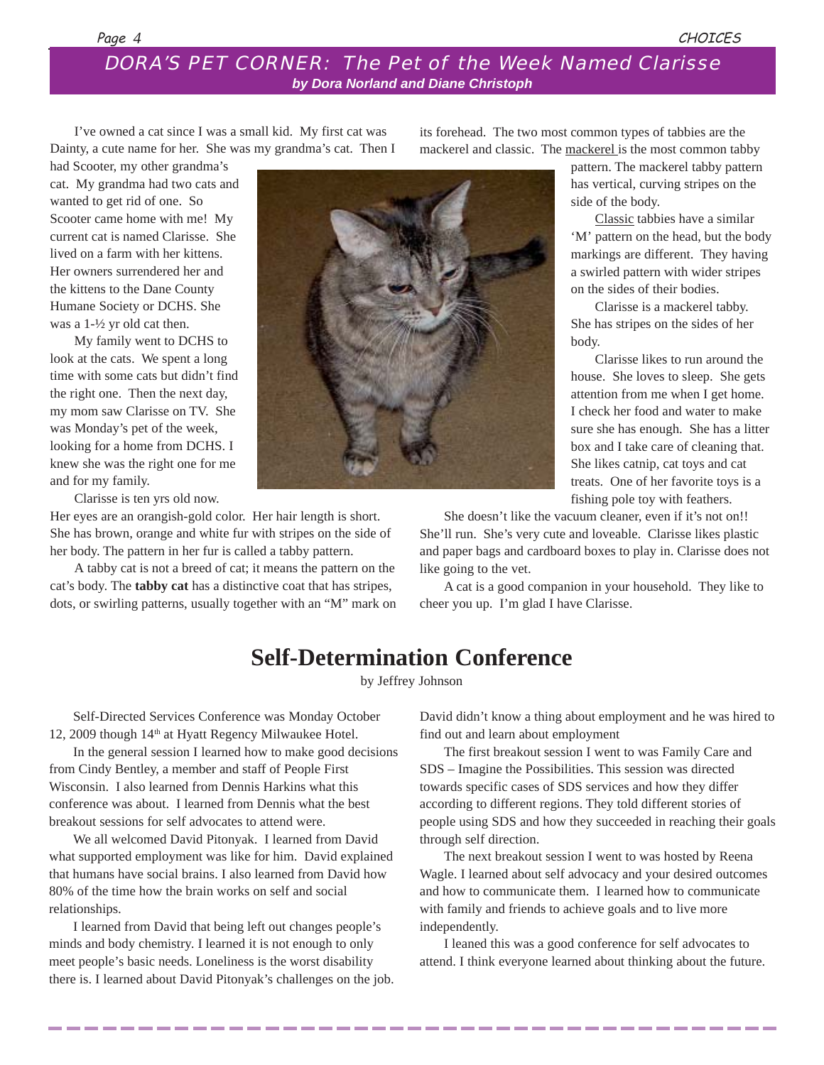## DORA'S PET CORNER: The Pet of the Week Named Clarisse

***by Dora Norland and Diane Christoph***

I've owned a cat since I was a small kid. My first cat was Dainty, a cute name for her. She was my grandma's cat. Then I had Scooter, my other grandma's cat. My grandma had two cats and wanted to get rid of one. So Scooter came home with me! My current cat is named Clarisse. She lived on a farm with her kittens. Her owners surrendered her and the kittens to the Dane County Humane Society or DCHS. She was a 1-½ yr old cat then.

My family went to DCHS to look at the cats. We spent a long time with some cats but didn't find the right one. Then the next day, my mom saw Clarisse on TV. She was Monday's pet of the week, looking for a home from DCHS. I knew she was the right one for me and for my family.

Clarisse is ten yrs old now. Her eyes are an orangish-gold color. Her hair length is short. She has brown, orange and white fur with stripes on the side of her body. The pattern in her fur is called a tabby pattern.

A tabby cat is not a breed of cat; it means the pattern on the cat's body. The **tabby cat** has a distinctive coat that has stripes, dots, or swirling patterns, usually together with an "M" mark on its forehead. The two most common types of tabbies are the mackerel and classic. The mackerel is the most common tabby pattern. The mackerel tabby pattern has vertical, curving stripes on the side of the body.

Classic tabbies have a similar 'M' pattern on the head, but the body markings are different. They having a swirled pattern with wider stripes on the sides of their bodies.

Clarisse is a mackerel tabby. She has stripes on the sides of her body.

Clarisse likes to run around the house. She loves to sleep. She gets attention from me when I get home. I check her food and water to make sure she has enough. She has a litter box and I take care of cleaning that. She likes catnip, cat toys and cat treats. One of her favorite toys is a fishing pole toy with feathers.

She doesn't like the vacuum cleaner, even if it's not on!! She'll run. She's very cute and loveable. Clarisse likes plastic and paper bags and cardboard boxes to play in. Clarisse does not like going to the vet.

A cat is a good companion in your household. They like to cheer you up. I'm glad I have Clarisse.

# Self-Determination Conference

by Jeffrey Johnson

Self-Directed Services Conference was Monday October 12, 2009 though 14th at Hyatt Regency Milwaukee Hotel.

In the general session I learned how to make good decisions from Cindy Bentley, a member and staff of People First Wisconsin. I also learned from Dennis Harkins what this conference was about. I learned from Dennis what the best breakout sessions for self advocates to attend were.

We all welcomed David Pitonyak. I learned from David what supported employment was like for him. David explained that humans have social brains. I also learned from David how 80% of the time how the brain works on self and social relationships.

I learned from David that being left out changes people's minds and body chemistry. I learned it is not enough to only meet people's basic needs. Loneliness is the worst disability there is. I learned about David Pitonyak's challenges on the job. David didn't know a thing about employment and he was hired to find out and learn about employment

The first breakout session I went to was Family Care and SDS – Imagine the Possibilities. This session was directed towards specific cases of SDS services and how they differ according to different regions. They told different stories of people using SDS and how they succeeded in reaching their goals through self direction.

The next breakout session I went to was hosted by Reena Wagle. I learned about self advocacy and your desired outcomes and how to communicate them. I learned how to communicate with family and friends to achieve goals and to live more independently.

I leaned this was a good conference for self advocates to attend. I think everyone learned about thinking about the future.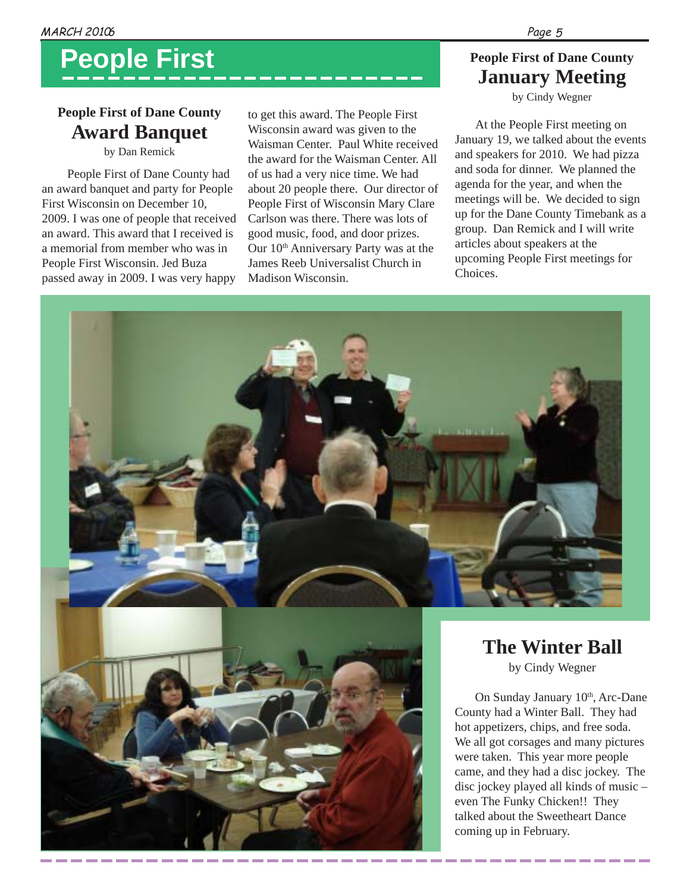# People First

## People First of Dane County
## Award Banquet

by Dan Remick

People First of Dane County had an award banquet and party for People First Wisconsin on December 10, 2009. I was one of people that received an award. This award that I received is a memorial from member who was in People First Wisconsin. Jed Buza passed away in 2009. I was very happy to get this award. The People First Wisconsin award was given to the Waisman Center. Paul White received the award for the Waisman Center. All of us had a very nice time. We had about 20 people there. Our director of People First of Wisconsin Mary Clare Carlson was there. There was lots of good music, food, and door prizes. Our 10th Anniversary Party was at the James Reeb Universalist Church in Madison Wisconsin.

## People First of Dane County
## January Meeting

by Cindy Wegner

At the People First meeting on January 19, we talked about the events and speakers for 2010. We had pizza and soda for dinner. We planned the agenda for the year, and when the meetings will be. We decided to sign up for the Dane County Timebank as a group. Dan Remick and I will write articles about speakers at the upcoming People First meetings for Choices.

## The Winter Ball

by Cindy Wegner

On Sunday January 10th, Arc-Dane County had a Winter Ball. They had hot appetizers, chips, and free soda. We all got corsages and many pictures were taken. This year more people came, and they had a disc jockey. The disc jockey played all kinds of music – even The Funky Chicken!! They talked about the Sweetheart Dance coming up in February.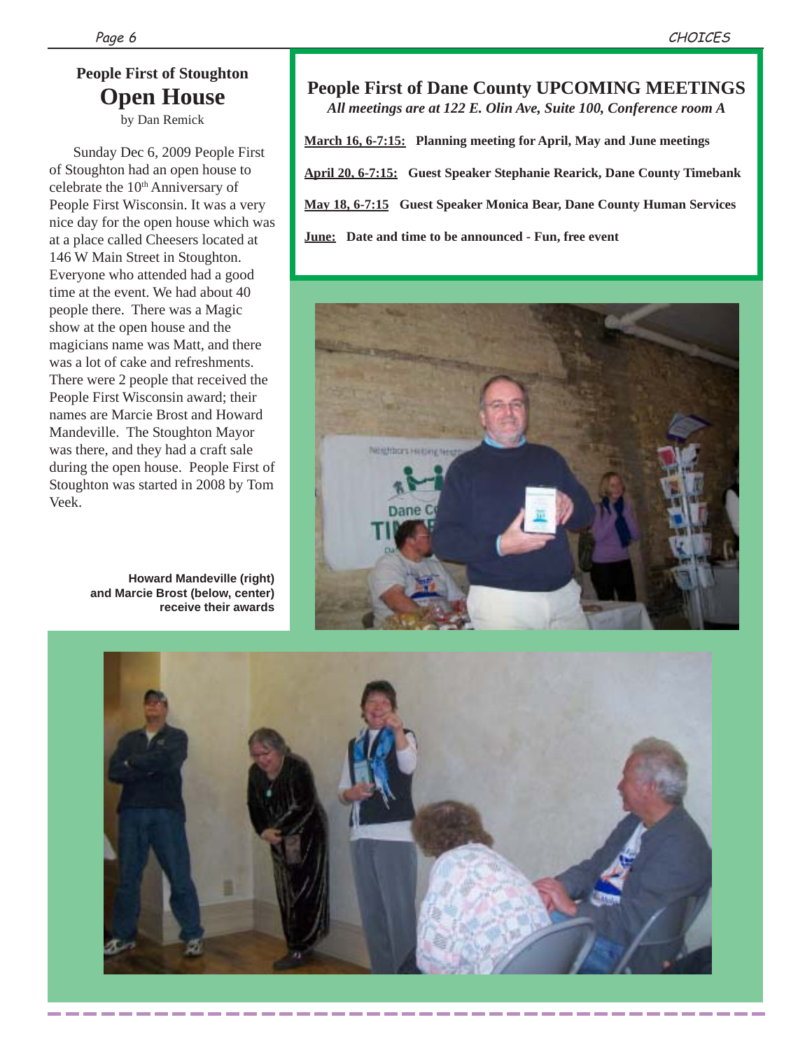## People First of Stoughton
# Open House

by Dan Remick

Sunday Dec 6, 2009 People First of Stoughton had an open house to celebrate the 10th Anniversary of People First Wisconsin. It was a very nice day for the open house which was at a place called Cheesers located at 146 W Main Street in Stoughton. Everyone who attended had a good time at the event. We had about 40 people there. There was a Magic show at the open house and the magicians name was Matt, and there was a lot of cake and refreshments. There were 2 people that received the People First Wisconsin award; their names are Marcie Brost and Howard Mandeville. The Stoughton Mayor was there, and they had a craft sale during the open house. People First of Stoughton was started in 2008 by Tom Veek.

**Howard Mandeville (right) and Marcie Brost (below, center) receive their awards**

## People First of Dane County UPCOMING MEETINGS

***All meetings are at 122 E. Olin Ave, Suite 100, Conference room A***

**March 16, 6-7:15:** **Planning meeting for April, May and June meetings**

**April 20, 6-7:15:** **Guest Speaker Stephanie Rearick, Dane County Timebank**

**May 18, 6-7:15** **Guest Speaker Monica Bear, Dane County Human Services**

**June:** **Date and time to be announced - Fun, free event**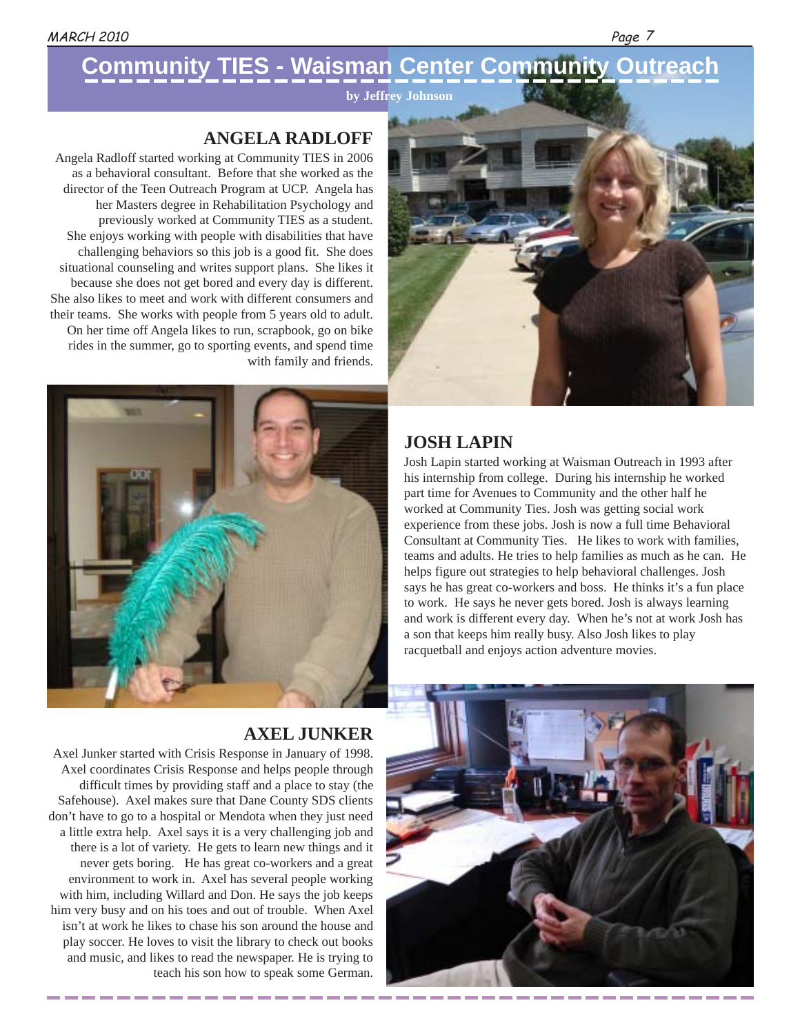# Community TIES - Waisman Center Community Outreach

**by Jeffrey Johnson**

## ANGELA RADLOFF

Angela Radloff started working at Community TIES in 2006 as a behavioral consultant. Before that she worked as the director of the Teen Outreach Program at UCP. Angela has her Masters degree in Rehabilitation Psychology and previously worked at Community TIES as a student. She enjoys working with people with disabilities that have challenging behaviors so this job is a good fit. She does situational counseling and writes support plans. She likes it because she does not get bored and every day is different. She also likes to meet and work with different consumers and their teams. She works with people from 5 years old to adult. On her time off Angela likes to run, scrapbook, go on bike rides in the summer, go to sporting events, and spend time with family and friends.

## JOSH LAPIN

Josh Lapin started working at Waisman Outreach in 1993 after his internship from college. During his internship he worked part time for Avenues to Community and the other half he worked at Community Ties. Josh was getting social work experience from these jobs. Josh is now a full time Behavioral Consultant at Community Ties. He likes to work with families, teams and adults. He tries to help families as much as he can. He helps figure out strategies to help behavioral challenges. Josh says he has great co-workers and boss. He thinks it's a fun place to work. He says he never gets bored. Josh is always learning and work is different every day. When he's not at work Josh has a son that keeps him really busy. Also Josh likes to play racquetball and enjoys action adventure movies.

## AXEL JUNKER

Axel Junker started with Crisis Response in January of 1998. Axel coordinates Crisis Response and helps people through difficult times by providing staff and a place to stay (the Safehouse). Axel makes sure that Dane County SDS clients don't have to go to a hospital or Mendota when they just need a little extra help. Axel says it is a very challenging job and there is a lot of variety. He gets to learn new things and it never gets boring. He has great co-workers and a great environment to work in. Axel has several people working with him, including Willard and Don. He says the job keeps him very busy and on his toes and out of trouble. When Axel isn't at work he likes to chase his son around the house and play soccer. He loves to visit the library to check out books and music, and likes to read the newspaper. He is trying to teach his son how to speak some German.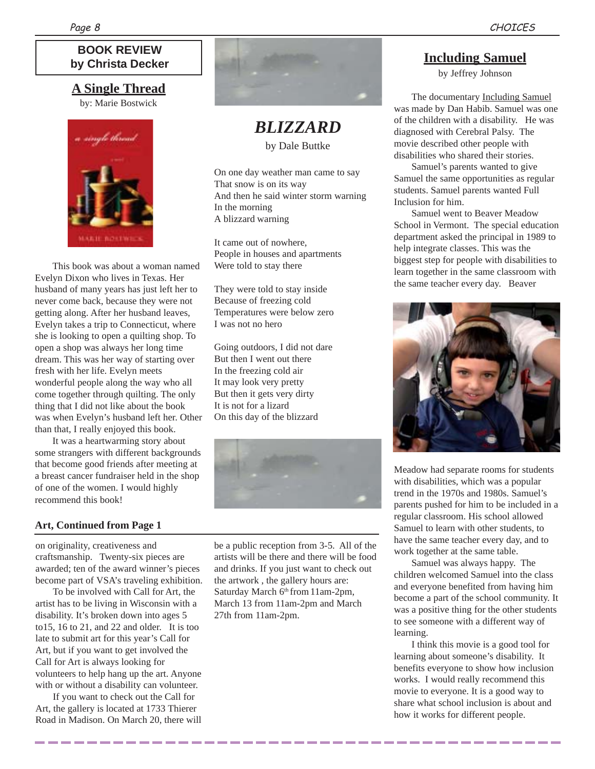## BOOK REVIEW by Christa Decker

### A Single Thread

by: Marie Bostwick

This book was about a woman named Evelyn Dixon who lives in Texas. Her husband of many years has just left her to never come back, because they were not getting along. After her husband leaves, Evelyn takes a trip to Connecticut, where she is looking to open a quilting shop. To open a shop was always her long time dream. This was her way of starting over fresh with her life. Evelyn meets wonderful people along the way who all come together through quilting. The only thing that I did not like about the book was when Evelyn's husband left her. Other than that, I really enjoyed this book.

It was a heartwarming story about some strangers with different backgrounds that become good friends after meeting at a breast cancer fundraiser held in the shop of one of the women. I would highly recommend this book!

## *BLIZZARD*

by Dale Buttke

On one day weather man came to say
That snow is on its way
And then he said winter storm warning
In the morning
A blizzard warning

It came out of nowhere,
People in houses and apartments
Were told to stay there

They were told to stay inside
Because of freezing cold
Temperatures were below zero
I was not no hero

Going outdoors, I did not dare
But then I went out there
In the freezing cold air
It may look very pretty
But then it gets very dirty
It is not for a lizard
On this day of the blizzard

## Including Samuel

by Jeffrey Johnson

The documentary Including Samuel was made by Dan Habib. Samuel was one of the children with a disability. He was diagnosed with Cerebral Palsy. The movie described other people with disabilities who shared their stories.

Samuel's parents wanted to give Samuel the same opportunities as regular students. Samuel parents wanted Full Inclusion for him.

Samuel went to Beaver Meadow School in Vermont. The special education department asked the principal in 1989 to help integrate classes. This was the biggest step for people with disabilities to learn together in the same classroom with the same teacher every day. Beaver Meadow had separate rooms for students with disabilities, which was a popular trend in the 1970s and 1980s. Samuel's parents pushed for him to be included in a regular classroom. His school allowed Samuel to learn with other students, to have the same teacher every day, and to work together at the same table.

Samuel was always happy. The children welcomed Samuel into the class and everyone benefited from having him become a part of the school community. It was a positive thing for the other students to see someone with a different way of learning.

I think this movie is a good tool for learning about someone's disability. It benefits everyone to show how inclusion works. I would really recommend this movie to everyone. It is a good way to share what school inclusion is about and how it works for different people.

### Art, Continued from Page 1

on originality, creativeness and craftsmanship. Twenty-six pieces are awarded; ten of the award winner's pieces become part of VSA's traveling exhibition.

To be involved with Call for Art, the artist has to be living in Wisconsin with a disability. It's broken down into ages 5 to15, 16 to 21, and 22 and older. It is too late to submit art for this year's Call for Art, but if you want to get involved the Call for Art is always looking for volunteers to help hang up the art. Anyone with or without a disability can volunteer.

If you want to check out the Call for Art, the gallery is located at 1733 Thierer Road in Madison. On March 20, there will be a public reception from 3-5. All of the artists will be there and there will be food and drinks. If you just want to check out the artwork , the gallery hours are: Saturday March 6th from 11am-2pm, March 13 from 11am-2pm and March 27th from 11am-2pm.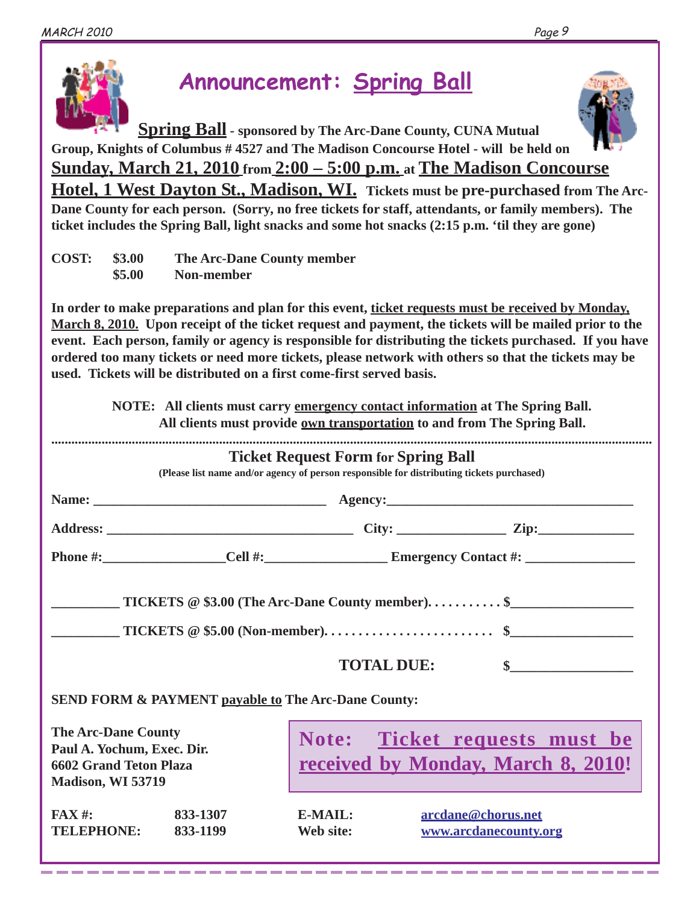# Announcement: Spring Ball

**Spring Ball - sponsored by The Arc-Dane County, CUNA Mutual Group, Knights of Columbus # 4527 and The Madison Concourse Hotel - will be held on Sunday, March 21, 2010 from 2:00 – 5:00 p.m. at The Madison Concourse Hotel, 1 West Dayton St., Madison, WI. Tickets must be pre-purchased from The Arc-Dane County for each person. (Sorry, no free tickets for staff, attendants, or family members). The ticket includes the Spring Ball, light snacks and some hot snacks (2:15 p.m. 'til they are gone)**

**COST:**

| | | |
|---|---|---|
| **COST:** | **$3.00** | **The Arc-Dane County member** |
| | **$5.00** | **Non-member** |

**In order to make preparations and plan for this event, ticket requests must be received by Monday, March 8, 2010. Upon receipt of the ticket request and payment, the tickets will be mailed prior to the event. Each person, family or agency is responsible for distributing the tickets purchased. If you have ordered too many tickets or need more tickets, please network with others so that the tickets may be used. Tickets will be distributed on a first come-first served basis.**

**NOTE: All clients must carry emergency contact information at The Spring Ball. All clients must provide own transportation to and from The Spring Ball.**

---

## Ticket Request Form for Spring Ball

**(Please list name and/or agency of person responsible for distributing tickets purchased)**

**Name:** ________________________ **Agency:** ________________________

**Address:** ________________________ **City:** ______________ **Zip:** ____________

**Phone #:** ______________ **Cell #:** ______________ **Emergency Contact #:** ______________

**_________ TICKETS @ $3.00 (The Arc-Dane County member). . . . . . . . . . . $_______________**

**_________ TICKETS @ $5.00 (Non-member). . . . . . . . . . . . . . . . . . . . . . . . $_______________**

**TOTAL DUE: $_______________**

**SEND FORM & PAYMENT payable to The Arc-Dane County:**

**The Arc-Dane County**
**Paul A. Yochum, Exec. Dir.**
**6602 Grand Teton Plaza**
**Madison, WI 53719**

**Note: Ticket requests must be received by Monday, March 8, 2010!**

| | | | |
|---|---|---|---|
| **FAX #:** | **833-1307** | **E-MAIL:** | arcdane@chorus.net |
| **TELEPHONE:** | **833-1199** | **Web site:** | www.arcdanecounty.org |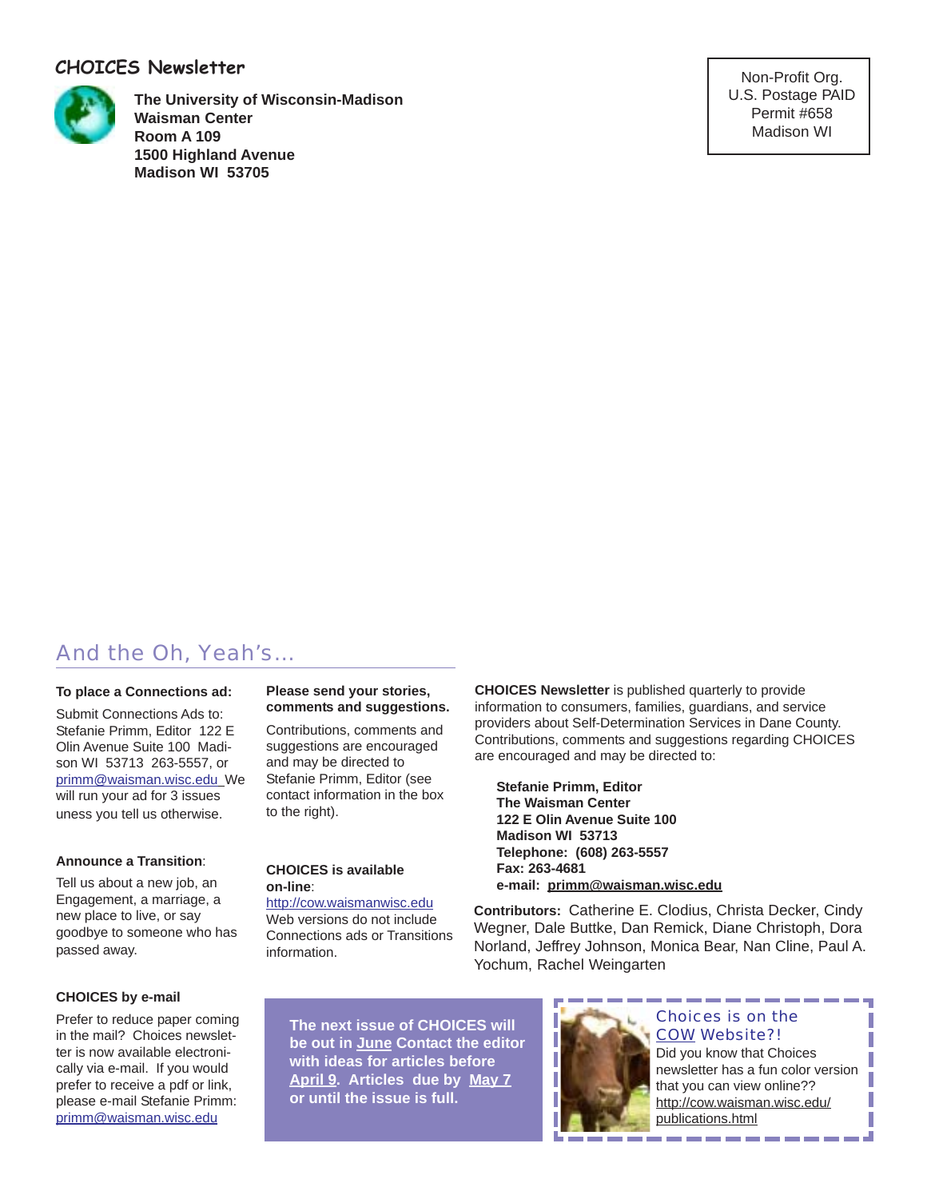## CHOICES Newsletter

**The University of Wisconsin-Madison**
**Waisman Center**
**Room A 109**
**1500 Highland Avenue**
**Madison WI 53705**

Non-Profit Org.
U.S. Postage PAID
Permit #658
Madison WI

## And the Oh, Yeah's...

**To place a Connections ad:**

Submit Connections Ads to: Stefanie Primm, Editor 122 E Olin Avenue Suite 100 Madison WI 53713 263-5557, or primm@waisman.wisc.edu We will run your ad for 3 issues uness you tell us otherwise.

**Announce a Transition**:

Tell us about a new job, an Engagement, a marriage, a new place to live, or say goodbye to someone who has passed away.

**CHOICES by e-mail**

Prefer to reduce paper coming in the mail? Choices newsletter is now available electronically via e-mail. If you would prefer to receive a pdf or link, please e-mail Stefanie Primm: primm@waisman.wisc.edu

**Please send your stories, comments and suggestions.**

Contributions, comments and suggestions are encouraged and may be directed to Stefanie Primm, Editor (see contact information in the box to the right).

**CHOICES is available on-line**:

http://cow.waismanwisc.edu

Web versions do not include Connections ads or Transitions information.

**The next issue of CHOICES will be out in June Contact the editor with ideas for articles before April 9. Articles due by May 7 or until the issue is full.**

**CHOICES Newsletter** is published quarterly to provide information to consumers, families, guardians, and service providers about Self-Determination Services in Dane County. Contributions, comments and suggestions regarding CHOICES are encouraged and may be directed to:

**Stefanie Primm, Editor**
**The Waisman Center**
**122 E Olin Avenue Suite 100**
**Madison WI 53713**
**Telephone: (608) 263-5557**
**Fax: 263-4681**
**e-mail: primm@waisman.wisc.edu**

**Contributors:** Catherine E. Clodius, Christa Decker, Cindy Wegner, Dale Buttke, Dan Remick, Diane Christoph, Dora Norland, Jeffrey Johnson, Monica Bear, Nan Cline, Paul A. Yochum, Rachel Weingarten

### Choices is on the COW Website?!

Did you know that Choices newsletter has a fun color version that you can view online?? http://cow.waisman.wisc.edu/publications.html